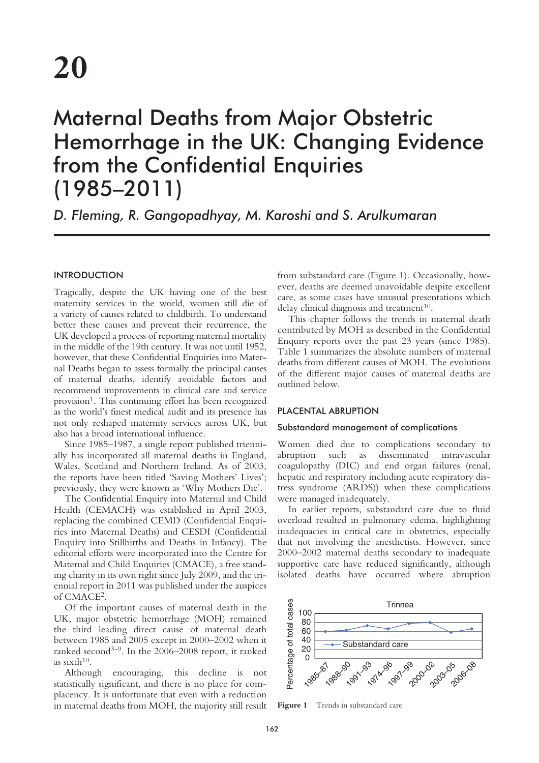# 20

# Maternal Deaths from Major Obstetric Hemorrhage in the UK: Changing Evidence from the Confidential Enquiries (1985–2011)

*D. Fleming, R. Gangopadhyay, M. Karoshi and S. Arulkumaran*

## INTRODUCTION

Tragically, despite the UK having one of the best maternity services in the world, women still die of a variety of causes related to childbirth. To understand better these causes and prevent their recurrence, the UK developed a process of reporting maternal mortality in the middle of the 19th century. It was not until 1952, however, that these Confidential Enquiries into Maternal Deaths began to assess formally the principal causes of maternal deaths, identify avoidable factors and recommend improvements in clinical care and service provision[1]. This continuing effort has been recognized as the world's finest medical audit and its presence has not only reshaped maternity services across UK, but also has a broad international influence.

Since 1985–1987, a single report published triennially has incorporated all maternal deaths in England, Wales, Scotland and Northern Ireland. As of 2003, the reports have been titled 'Saving Mothers' Lives'; previously, they were known as 'Why Mothers Die'.

The Confidential Enquiry into Maternal and Child Health (CEMACH) was established in April 2003, replacing the combined CEMD (Confidential Enquiries into Maternal Deaths) and CESDI (Confidential Enquiry into Stillbirths and Deaths in Infancy). The editorial efforts were incorporated into the Centre for Maternal and Child Enquiries (CMACE), a free standing charity in its own right since July 2009, and the triennial report in 2011 was published under the auspices of CMACE[2].

Of the important causes of maternal death in the UK, major obstetric hemorrhage (MOH) remained the third leading direct cause of maternal death between 1985 and 2005 except in 2000–2002 when it ranked second[3–9]. In the 2006–2008 report, it ranked as sixth[10].

Although encouraging, this decline is not statistically significant, and there is no place for complacency. It is unfortunate that even with a reduction in maternal deaths from MOH, the majority still result from substandard care (Figure 1). Occasionally, however, deaths are deemed unavoidable despite excellent care, as some cases have unusual presentations which delay clinical diagnosis and treatment[10].

This chapter follows the trends in maternal death contributed by MOH as described in the Confidential Enquiry reports over the past 23 years (since 1985). Table 1 summarizes the absolute numbers of maternal deaths from different causes of MOH. The evolutions of the different major causes of maternal deaths are outlined below.

## PLACENTAL ABRUPTION

### Substandard management of complications

Women died due to complications secondary to abruption such as disseminated intravascular coagulopathy (DIC) and end organ failures (renal, hepatic and respiratory including acute respiratory distress syndrome (ARDS)) when these complications were managed inadequately.

In earlier reports, substandard care due to fluid overload resulted in pulmonary edema, highlighting inadequacies in critical care in obstetrics, especially that not involving the anesthetists. However, since 2000–2002 maternal deaths secondary to inadequate supportive care have reduced significantly, although isolated deaths have occurred where abruption

Figure 1 Trends in substandard care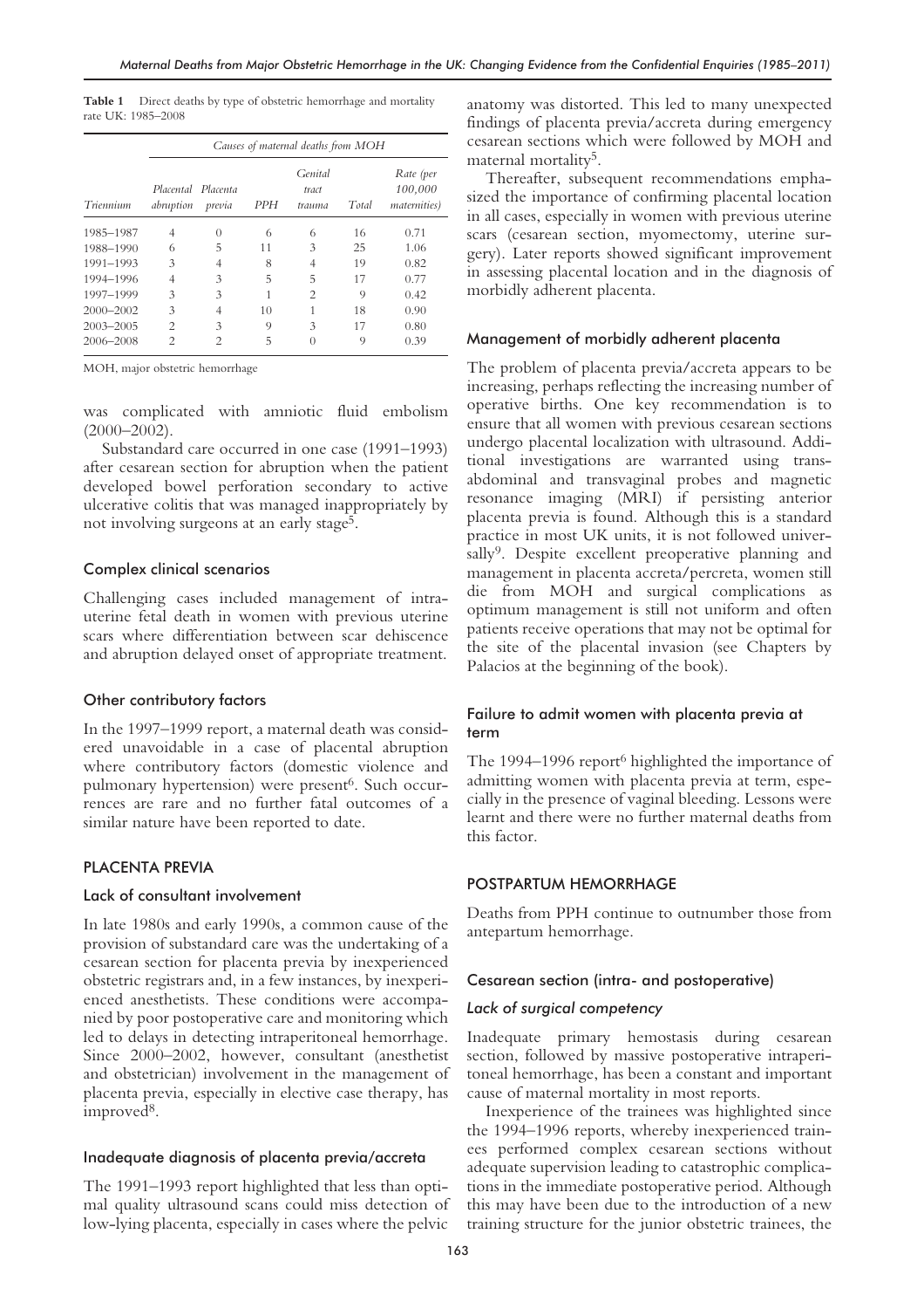**Table 1** Direct deaths by type of obstetric hemorrhage and mortality rate UK: 1985–2008

| Triennium | Causes of maternal deaths from MOH | | | | | |
|---|---|---|---|---|---|---|
| | Placental abruption | Placenta previa | PPH | Genital tract trauma | Total | Rate (per 100,000 maternities) |
| 1985–1987 | 4 | 0 | 6 | 6 | 16 | 0.71 |
| 1988–1990 | 6 | 5 | 11 | 3 | 25 | 1.06 |
| 1991–1993 | 3 | 4 | 8 | 4 | 19 | 0.82 |
| 1994–1996 | 4 | 3 | 5 | 5 | 17 | 0.77 |
| 1997–1999 | 3 | 3 | 1 | 2 | 9 | 0.42 |
| 2000–2002 | 3 | 4 | 10 | 1 | 18 | 0.90 |
| 2003–2005 | 2 | 3 | 9 | 3 | 17 | 0.80 |
| 2006–2008 | 2 | 2 | 5 | 0 | 9 | 0.39 |

MOH, major obstetric hemorrhage

was complicated with amniotic fluid embolism (2000–2002).

Substandard care occurred in one case (1991–1993) after cesarean section for abruption when the patient developed bowel perforation secondary to active ulcerative colitis that was managed inappropriately by not involving surgeons at an early stage[5].

### Complex clinical scenarios

Challenging cases included management of intrauterine fetal death in women with previous uterine scars where differentiation between scar dehiscence and abruption delayed onset of appropriate treatment.

### Other contributory factors

In the 1997–1999 report, a maternal death was considered unavoidable in a case of placental abruption where contributory factors (domestic violence and pulmonary hypertension) were present[6]. Such occurrences are rare and no further fatal outcomes of a similar nature have been reported to date.

## PLACENTA PREVIA

### Lack of consultant involvement

In late 1980s and early 1990s, a common cause of the provision of substandard care was the undertaking of a cesarean section for placenta previa by inexperienced obstetric registrars and, in a few instances, by inexperienced anesthetists. These conditions were accompanied by poor postoperative care and monitoring which led to delays in detecting intraperitoneal hemorrhage. Since 2000–2002, however, consultant (anesthetist and obstetrician) involvement in the management of placenta previa, especially in elective case therapy, has improved[8].

### Inadequate diagnosis of placenta previa/accreta

The 1991–1993 report highlighted that less than optimal quality ultrasound scans could miss detection of low-lying placenta, especially in cases where the pelvic anatomy was distorted. This led to many unexpected findings of placenta previa/accreta during emergency cesarean sections which were followed by MOH and maternal mortality[5].

Thereafter, subsequent recommendations emphasized the importance of confirming placental location in all cases, especially in women with previous uterine scars (cesarean section, myomectomy, uterine surgery). Later reports showed significant improvement in assessing placental location and in the diagnosis of morbidly adherent placenta.

### Management of morbidly adherent placenta

The problem of placenta previa/accreta appears to be increasing, perhaps reflecting the increasing number of operative births. One key recommendation is to ensure that all women with previous cesarean sections undergo placental localization with ultrasound. Additional investigations are warranted using transabdominal and transvaginal probes and magnetic resonance imaging (MRI) if persisting anterior placenta previa is found. Although this is a standard practice in most UK units, it is not followed universally[9]. Despite excellent preoperative planning and management in placenta accreta/percreta, women still die from MOH and surgical complications as optimum management is still not uniform and often patients receive operations that may not be optimal for the site of the placental invasion (see Chapters by Palacios at the beginning of the book).

### Failure to admit women with placenta previa at term

The 1994–1996 report[6] highlighted the importance of admitting women with placenta previa at term, especially in the presence of vaginal bleeding. Lessons were learnt and there were no further maternal deaths from this factor.

## POSTPARTUM HEMORRHAGE

Deaths from PPH continue to outnumber those from antepartum hemorrhage.

### Cesarean section (intra- and postoperative)

#### *Lack of surgical competency*

Inadequate primary hemostasis during cesarean section, followed by massive postoperative intraperitoneal hemorrhage, has been a constant and important cause of maternal mortality in most reports.

Inexperience of the trainees was highlighted since the 1994–1996 reports, whereby inexperienced trainees performed complex cesarean sections without adequate supervision leading to catastrophic complications in the immediate postoperative period. Although this may have been due to the introduction of a new training structure for the junior obstetric trainees, the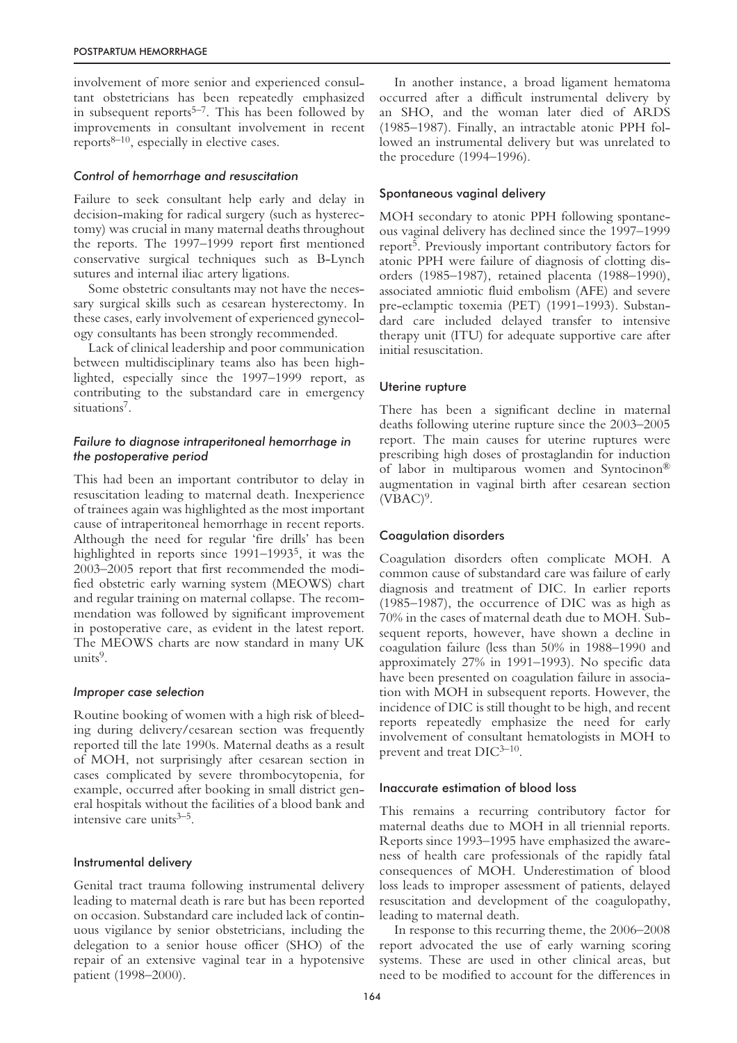involvement of more senior and experienced consultant obstetricians has been repeatedly emphasized in subsequent reports[5–7]. This has been followed by improvements in consultant involvement in recent reports[8–10], especially in elective cases.

### *Control of hemorrhage and resuscitation*

Failure to seek consultant help early and delay in decision-making for radical surgery (such as hysterectomy) was crucial in many maternal deaths throughout the reports. The 1997–1999 report first mentioned conservative surgical techniques such as B-Lynch sutures and internal iliac artery ligations.

Some obstetric consultants may not have the necessary surgical skills such as cesarean hysterectomy. In these cases, early involvement of experienced gynecology consultants has been strongly recommended.

Lack of clinical leadership and poor communication between multidisciplinary teams also has been highlighted, especially since the 1997–1999 report, as contributing to the substandard care in emergency situations[7].

### *Failure to diagnose intraperitoneal hemorrhage in the postoperative period*

This had been an important contributor to delay in resuscitation leading to maternal death. Inexperience of trainees again was highlighted as the most important cause of intraperitoneal hemorrhage in recent reports. Although the need for regular 'fire drills' has been highlighted in reports since 1991–1993[5], it was the 2003–2005 report that first recommended the modified obstetric early warning system (MEOWS) chart and regular training on maternal collapse. The recommendation was followed by significant improvement in postoperative care, as evident in the latest report. The MEOWS charts are now standard in many UK units[9].

### *Improper case selection*

Routine booking of women with a high risk of bleeding during delivery/cesarean section was frequently reported till the late 1990s. Maternal deaths as a result of MOH, not surprisingly after cesarean section in cases complicated by severe thrombocytopenia, for example, occurred after booking in small district general hospitals without the facilities of a blood bank and intensive care units[3–5].

### Instrumental delivery

Genital tract trauma following instrumental delivery leading to maternal death is rare but has been reported on occasion. Substandard care included lack of continuous vigilance by senior obstetricians, including the delegation to a senior house officer (SHO) of the repair of an extensive vaginal tear in a hypotensive patient (1998–2000).

In another instance, a broad ligament hematoma occurred after a difficult instrumental delivery by an SHO, and the woman later died of ARDS (1985–1987). Finally, an intractable atonic PPH followed an instrumental delivery but was unrelated to the procedure (1994–1996).

### Spontaneous vaginal delivery

MOH secondary to atonic PPH following spontaneous vaginal delivery has declined since the 1997–1999 report[5]. Previously important contributory factors for atonic PPH were failure of diagnosis of clotting disorders (1985–1987), retained placenta (1988–1990), associated amniotic fluid embolism (AFE) and severe pre-eclamptic toxemia (PET) (1991–1993). Substandard care included delayed transfer to intensive therapy unit (ITU) for adequate supportive care after initial resuscitation.

### Uterine rupture

There has been a significant decline in maternal deaths following uterine rupture since the 2003–2005 report. The main causes for uterine ruptures were prescribing high doses of prostaglandin for induction of labor in multiparous women and Syntocinon® augmentation in vaginal birth after cesarean section (VBAC)[9].

### Coagulation disorders

Coagulation disorders often complicate MOH. A common cause of substandard care was failure of early diagnosis and treatment of DIC. In earlier reports (1985–1987), the occurrence of DIC was as high as 70% in the cases of maternal death due to MOH. Subsequent reports, however, have shown a decline in coagulation failure (less than 50% in 1988–1990 and approximately 27% in 1991–1993). No specific data have been presented on coagulation failure in association with MOH in subsequent reports. However, the incidence of DIC is still thought to be high, and recent reports repeatedly emphasize the need for early involvement of consultant hematologists in MOH to prevent and treat DIC[3–10].

### Inaccurate estimation of blood loss

This remains a recurring contributory factor for maternal deaths due to MOH in all triennial reports. Reports since 1993–1995 have emphasized the awareness of health care professionals of the rapidly fatal consequences of MOH. Underestimation of blood loss leads to improper assessment of patients, delayed resuscitation and development of the coagulopathy, leading to maternal death.

In response to this recurring theme, the 2006–2008 report advocated the use of early warning scoring systems. These are used in other clinical areas, but need to be modified to account for the differences in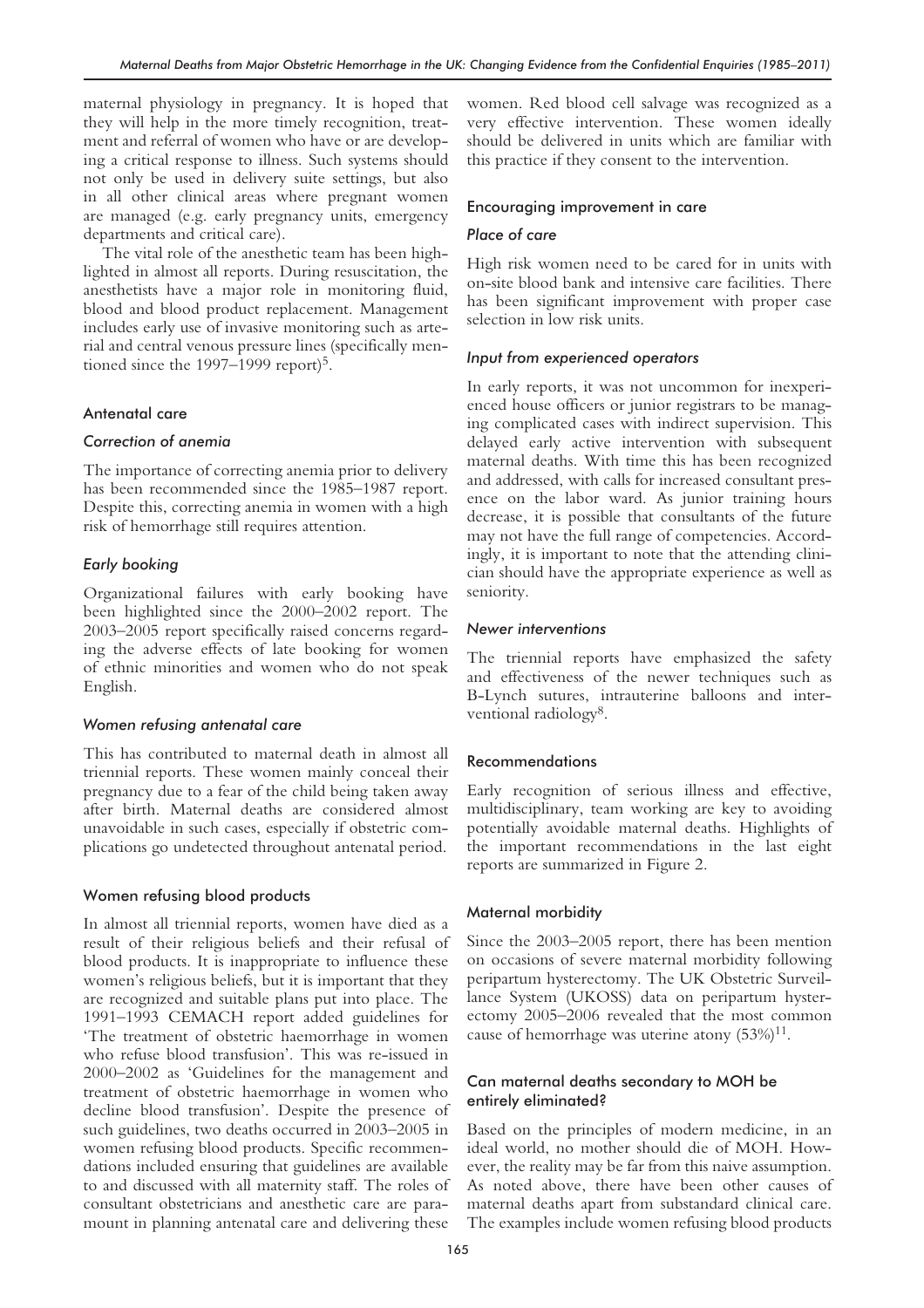maternal physiology in pregnancy. It is hoped that they will help in the more timely recognition, treatment and referral of women who have or are developing a critical response to illness. Such systems should not only be used in delivery suite settings, but also in all other clinical areas where pregnant women are managed (e.g. early pregnancy units, emergency departments and critical care).

The vital role of the anesthetic team has been highlighted in almost all reports. During resuscitation, the anesthetists have a major role in monitoring fluid, blood and blood product replacement. Management includes early use of invasive monitoring such as arterial and central venous pressure lines (specifically mentioned since the 1997–1999 report)[5].

### Antenatal care

#### *Correction of anemia*

The importance of correcting anemia prior to delivery has been recommended since the 1985–1987 report. Despite this, correcting anemia in women with a high risk of hemorrhage still requires attention.

#### *Early booking*

Organizational failures with early booking have been highlighted since the 2000–2002 report. The 2003–2005 report specifically raised concerns regarding the adverse effects of late booking for women of ethnic minorities and women who do not speak English.

#### *Women refusing antenatal care*

This has contributed to maternal death in almost all triennial reports. These women mainly conceal their pregnancy due to a fear of the child being taken away after birth. Maternal deaths are considered almost unavoidable in such cases, especially if obstetric complications go undetected throughout antenatal period.

### Women refusing blood products

In almost all triennial reports, women have died as a result of their religious beliefs and their refusal of blood products. It is inappropriate to influence these women's religious beliefs, but it is important that they are recognized and suitable plans put into place. The 1991–1993 CEMACH report added guidelines for 'The treatment of obstetric haemorrhage in women who refuse blood transfusion'. This was re-issued in 2000–2002 as 'Guidelines for the management and treatment of obstetric haemorrhage in women who decline blood transfusion'. Despite the presence of such guidelines, two deaths occurred in 2003–2005 in women refusing blood products. Specific recommendations included ensuring that guidelines are available to and discussed with all maternity staff. The roles of consultant obstetricians and anesthetic care are paramount in planning antenatal care and delivering these women. Red blood cell salvage was recognized as a very effective intervention. These women ideally should be delivered in units which are familiar with this practice if they consent to the intervention.

### Encouraging improvement in care

#### *Place of care*

High risk women need to be cared for in units with on-site blood bank and intensive care facilities. There has been significant improvement with proper case selection in low risk units.

#### *Input from experienced operators*

In early reports, it was not uncommon for inexperienced house officers or junior registrars to be managing complicated cases with indirect supervision. This delayed early active intervention with subsequent maternal deaths. With time this has been recognized and addressed, with calls for increased consultant presence on the labor ward. As junior training hours decrease, it is possible that consultants of the future may not have the full range of competencies. Accordingly, it is important to note that the attending clinician should have the appropriate experience as well as seniority.

#### *Newer interventions*

The triennial reports have emphasized the safety and effectiveness of the newer techniques such as B-Lynch sutures, intrauterine balloons and interventional radiology[8].

### Recommendations

Early recognition of serious illness and effective, multidisciplinary, team working are key to avoiding potentially avoidable maternal deaths. Highlights of the important recommendations in the last eight reports are summarized in Figure 2.

### Maternal morbidity

Since the 2003–2005 report, there has been mention on occasions of severe maternal morbidity following peripartum hysterectomy. The UK Obstetric Surveillance System (UKOSS) data on peripartum hysterectomy 2005–2006 revealed that the most common cause of hemorrhage was uterine atony (53%)[11].

### Can maternal deaths secondary to MOH be entirely eliminated?

Based on the principles of modern medicine, in an ideal world, no mother should die of MOH. However, the reality may be far from this naive assumption. As noted above, there have been other causes of maternal deaths apart from substandard clinical care. The examples include women refusing blood products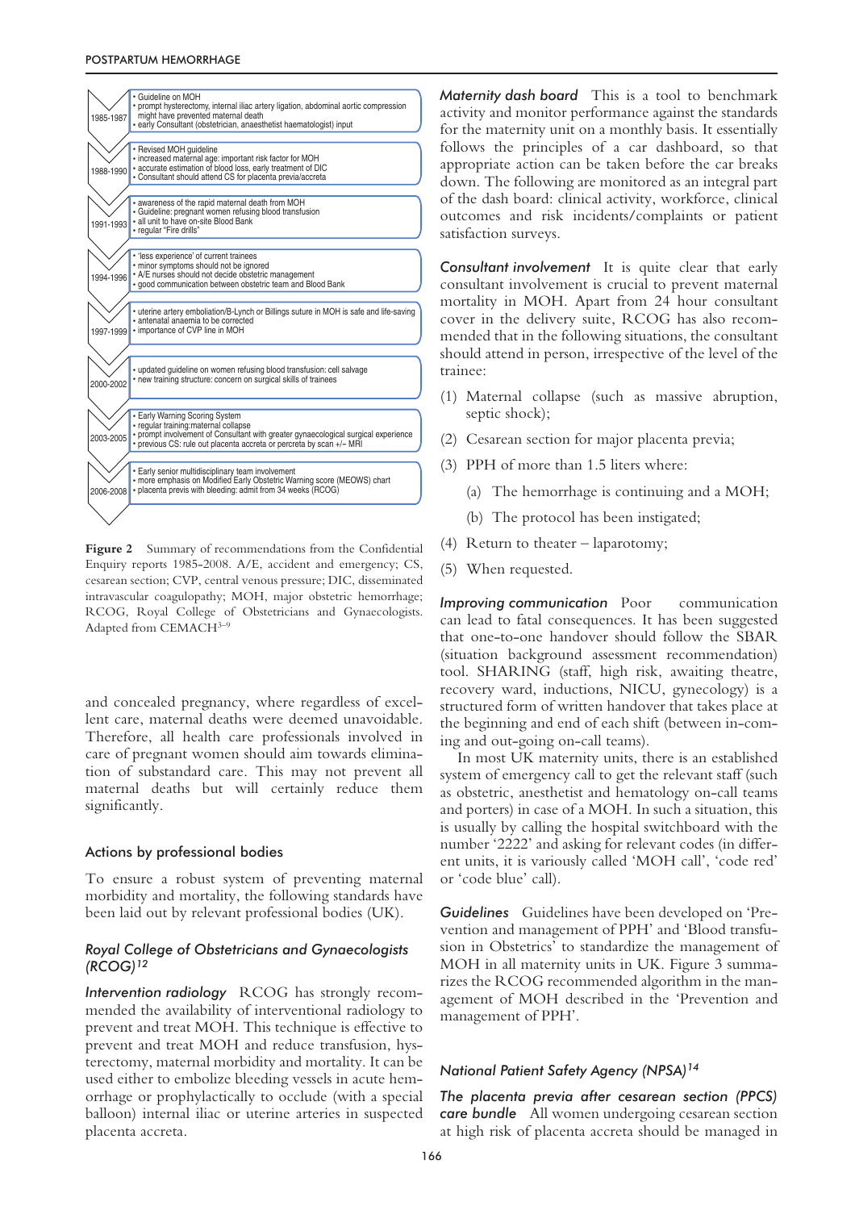| Period | Recommendations |
|---|---|
| 1985-1987 | • Guideline on MOH<br>• prompt hysterectomy, internal iliac artery ligation, abdominal aortic compression might have prevented maternal death<br>• early Consultant (obstetrician, anaesthetist haematologist) input |
| 1988-1990 | • Revised MOH guideline<br>• increased maternal age: important risk factor for MOH<br>• accurate estimation of blood loss, early treatment of DIC<br>• Consultant should attend CS for placenta previa/accreta |
| 1991-1993 | • awareness of the rapid maternal death from MOH<br>• Guideline: pregnant women refusing blood transfusion<br>• all unit to have on-site Blood Bank<br>• regular "Fire drills" |
| 1994-1996 | • 'less experience' of current trainees<br>• minor symptoms should not be ignored<br>• A/E nurses should not decide obstetric management<br>• good communication between obstetric team and Blood Bank |
| 1997-1999 | • uterine artery emboliation/B-Lynch or Billings suture in MOH is safe and life-saving<br>• antenatal anaemia to be corrected<br>• importance of CVP line in MOH |
| 2000-2002 | • updated guideline on women refusing blood transfusion: cell salvage<br>• new training structure: concern on surgical skills of trainees |
| 2003-2005 | • Early Warning Scoring System<br>• regular training:maternal collapse<br>• prompt involvement of Consultant with greater gynaecological surgical experience<br>• previous CS: rule out placenta accreta or percreta by scan +/− MRI |
| 2006-2008 | • Early senior multidisciplinary team involvement<br>• more emphasis on Modified Early Obstetric Warning score (MEOWS) chart<br>• placenta previs with bleeding: admit from 34 weeks (RCOG) |

**Figure 2** Summary of recommendations from the Confidential Enquiry reports 1985-2008. A/E, accident and emergency; CS, cesarean section; CVP, central venous pressure; DIC, disseminated intravascular coagulopathy; MOH, major obstetric hemorrhage; RCOG, Royal College of Obstetricians and Gynaecologists. Adapted from CEMACH[3–9]

and concealed pregnancy, where regardless of excellent care, maternal deaths were deemed unavoidable. Therefore, all health care professionals involved in care of pregnant women should aim towards elimination of substandard care. This may not prevent all maternal deaths but will certainly reduce them significantly.

### Actions by professional bodies

To ensure a robust system of preventing maternal morbidity and mortality, the following standards have been laid out by relevant professional bodies (UK).

#### *Royal College of Obstetricians and Gynaecologists (RCOG)[12]*

***Intervention radiology*** RCOG has strongly recommended the availability of interventional radiology to prevent and treat MOH. This technique is effective to prevent and treat MOH and reduce transfusion, hysterectomy, maternal morbidity and mortality. It can be used either to embolize bleeding vessels in acute hemorrhage or prophylactically to occlude (with a special balloon) internal iliac or uterine arteries in suspected placenta accreta.

***Maternity dash board*** This is a tool to benchmark activity and monitor performance against the standards for the maternity unit on a monthly basis. It essentially follows the principles of a car dashboard, so that appropriate action can be taken before the car breaks down. The following are monitored as an integral part of the dash board: clinical activity, workforce, clinical outcomes and risk incidents/complaints or patient satisfaction surveys.

***Consultant involvement*** It is quite clear that early consultant involvement is crucial to prevent maternal mortality in MOH. Apart from 24 hour consultant cover in the delivery suite, RCOG has also recommended that in the following situations, the consultant should attend in person, irrespective of the level of the trainee:

(1) Maternal collapse (such as massive abruption, septic shock);
(2) Cesarean section for major placenta previa;
(3) PPH of more than 1.5 liters where:
    (a) The hemorrhage is continuing and a MOH;
    (b) The protocol has been instigated;
(4) Return to theater – laparotomy;
(5) When requested.

***Improving communication*** Poor communication can lead to fatal consequences. It has been suggested that one-to-one handover should follow the SBAR (situation background assessment recommendation) tool. SHARING (staff, high risk, awaiting theatre, recovery ward, inductions, NICU, gynecology) is a structured form of written handover that takes place at the beginning and end of each shift (between in-coming and out-going on-call teams).

In most UK maternity units, there is an established system of emergency call to get the relevant staff (such as obstetric, anesthetist and hematology on-call teams and porters) in case of a MOH. In such a situation, this is usually by calling the hospital switchboard with the number '2222' and asking for relevant codes (in different units, it is variously called 'MOH call', 'code red' or 'code blue' call).

***Guidelines*** Guidelines have been developed on 'Prevention and management of PPH' and 'Blood transfusion in Obstetrics' to standardize the management of MOH in all maternity units in UK. Figure 3 summarizes the RCOG recommended algorithm in the management of MOH described in the 'Prevention and management of PPH'.

#### *National Patient Safety Agency (NPSA)[14]*

***The placenta previa after cesarean section (PPCS) care bundle*** All women undergoing cesarean section at high risk of placenta accreta should be managed in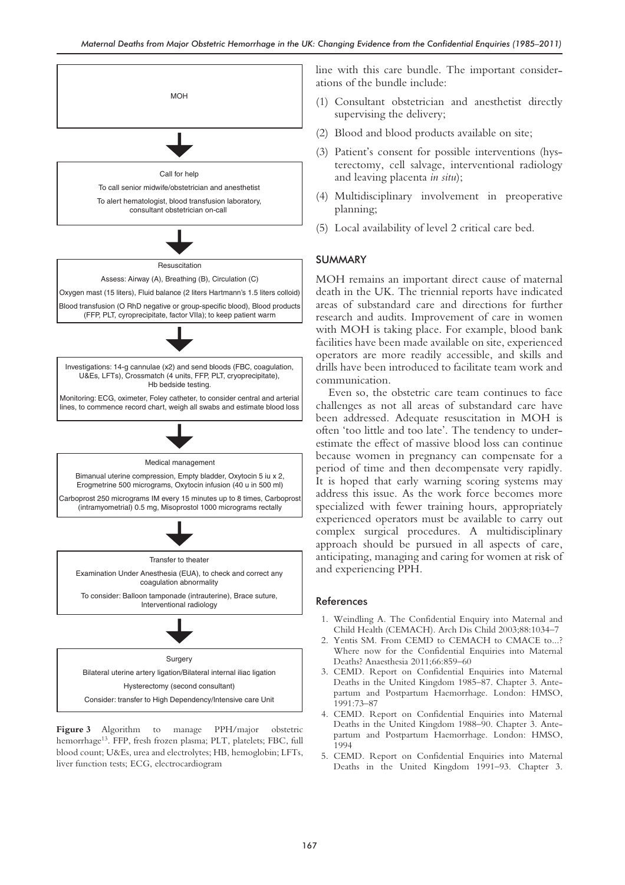MOH

↓

Call for help

To call senior midwife/obstetrician and anesthetist

To alert hematologist, blood transfusion laboratory, consultant obstetrician on-call

↓

Resuscitation

Assess: Airway (A), Breathing (B), Circulation (C)

Oxygen mast (15 liters), Fluid balance (2 liters Hartmann's 1.5 liters colloid)

Blood transfusion (O RhD negative or group-specific blood), Blood products (FFP, PLT, cyroprecipitate, factor VIIa); to keep patient warm

↓

Investigations: 14-g cannulae (x2) and send bloods (FBC, coagulation, U&Es, LFTs), Crossmatch (4 units, FFP, PLT, cryoprecipitate), Hb bedside testing.

Monitoring: ECG, oximeter, Foley catheter, to consider central and arterial lines, to commence record chart, weigh all swabs and estimate blood loss

↓

Medical management

Bimanual uterine compression, Empty bladder, Oxytocin 5 iu x 2, Erogmetrine 500 micrograms, Oxytocin infusion (40 u in 500 ml)

Carboprost 250 micrograms IM every 15 minutes up to 8 times, Carboprost (intramyometrial) 0.5 mg, Misoprostol 1000 micrograms rectally

↓

Transfer to theater

Examination Under Anesthesia (EUA), to check and correct any coagulation abnormality

To consider: Balloon tamponade (intrauterine), Brace suture, Interventional radiology

↓

Surgery

Bilateral uterine artery ligation/Bilateral internal iliac ligation

Hysterectomy (second consultant)

Consider: transfer to High Dependency/Intensive care Unit

**Figure 3** Algorithm to manage PPH/major obstetric hemorrhage[13]. FFP, fresh frozen plasma; PLT, platelets; FBC, full blood count; U&Es, urea and electrolytes; HB, hemoglobin; LFTs, liver function tests; ECG, electrocardiogram

line with this care bundle. The important considerations of the bundle include:

(1) Consultant obstetrician and anesthetist directly supervising the delivery;

(2) Blood and blood products available on site;

(3) Patient's consent for possible interventions (hysterectomy, cell salvage, interventional radiology and leaving placenta *in situ*);

(4) Multidisciplinary involvement in preoperative planning;

(5) Local availability of level 2 critical care bed.

## SUMMARY

MOH remains an important direct cause of maternal death in the UK. The triennial reports have indicated areas of substandard care and directions for further research and audits. Improvement of care in women with MOH is taking place. For example, blood bank facilities have been made available on site, experienced operators are more readily accessible, and skills and drills have been introduced to facilitate team work and communication.

Even so, the obstetric care team continues to face challenges as not all areas of substandard care have been addressed. Adequate resuscitation in MOH is often 'too little and too late'. The tendency to underestimate the effect of massive blood loss can continue because women in pregnancy can compensate for a period of time and then decompensate very rapidly. It is hoped that early warning scoring systems may address this issue. As the work force becomes more specialized with fewer training hours, appropriately experienced operators must be available to carry out complex surgical procedures. A multidisciplinary approach should be pursued in all aspects of care, anticipating, managing and caring for women at risk of and experiencing PPH.

## References

1. Weindling A. The Confidential Enquiry into Maternal and Child Health (CEMACH). Arch Dis Child 2003;88:1034–7
2. Yentis SM. From CEMD to CEMACH to CMACE to...? Where now for the Confidential Enquiries into Maternal Deaths? Anaesthesia 2011;66:859–60
3. CEMD. Report on Confidential Enquiries into Maternal Deaths in the United Kingdom 1985–87. Chapter 3. Antepartum and Postpartum Haemorrhage. London: HMSO, 1991:73–87
4. CEMD. Report on Confidential Enquiries into Maternal Deaths in the United Kingdom 1988–90. Chapter 3. Antepartum and Postpartum Haemorrhage. London: HMSO, 1994
5. CEMD. Report on Confidential Enquiries into Maternal Deaths in the United Kingdom 1991–93. Chapter 3.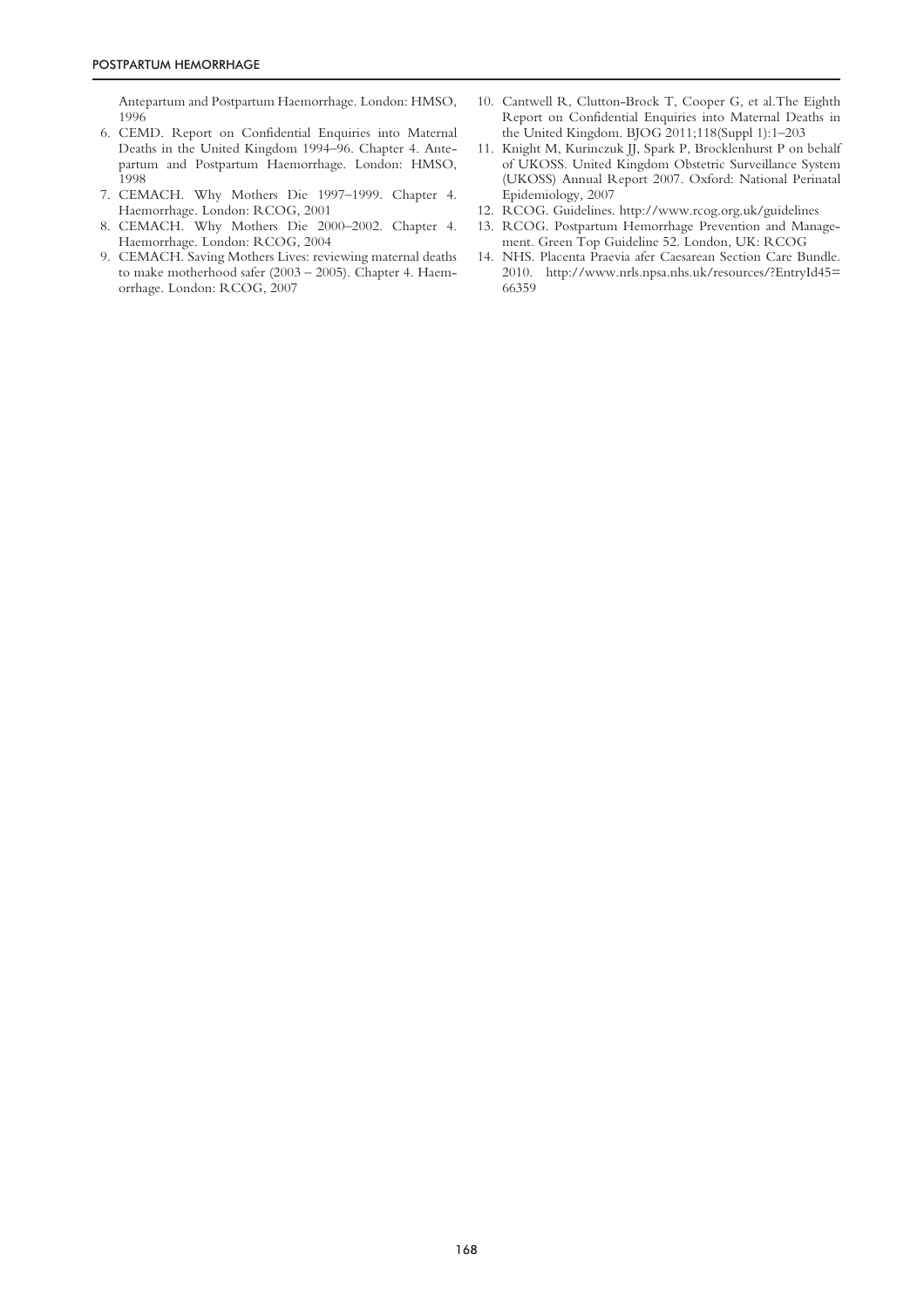Antepartum and Postpartum Haemorrhage. London: HMSO, 1996

6. CEMD. Report on Confidential Enquiries into Maternal Deaths in the United Kingdom 1994–96. Chapter 4. Antepartum and Postpartum Haemorrhage. London: HMSO, 1998
7. CEMACH. Why Mothers Die 1997–1999. Chapter 4. Haemorrhage. London: RCOG, 2001
8. CEMACH. Why Mothers Die 2000–2002. Chapter 4. Haemorrhage. London: RCOG, 2004
9. CEMACH. Saving Mothers Lives: reviewing maternal deaths to make motherhood safer (2003 – 2005). Chapter 4. Haemorrhage. London: RCOG, 2007
10. Cantwell R, Clutton-Brock T, Cooper G, et al.The Eighth Report on Confidential Enquiries into Maternal Deaths in the United Kingdom. BJOG 2011;118(Suppl 1):1–203
11. Knight M, Kurinczuk JJ, Spark P, Brocklenhurst P on behalf of UKOSS. United Kingdom Obstetric Surveillance System (UKOSS) Annual Report 2007. Oxford: National Perinatal Epidemiology, 2007
12. RCOG. Guidelines. http://www.rcog.org.uk/guidelines
13. RCOG. Postpartum Hemorrhage Prevention and Management. Green Top Guideline 52. London, UK: RCOG
14. NHS. Placenta Praevia afer Caesarean Section Care Bundle. 2010. http://www.nrls.npsa.nhs.uk/resources/?EntryId45=66359